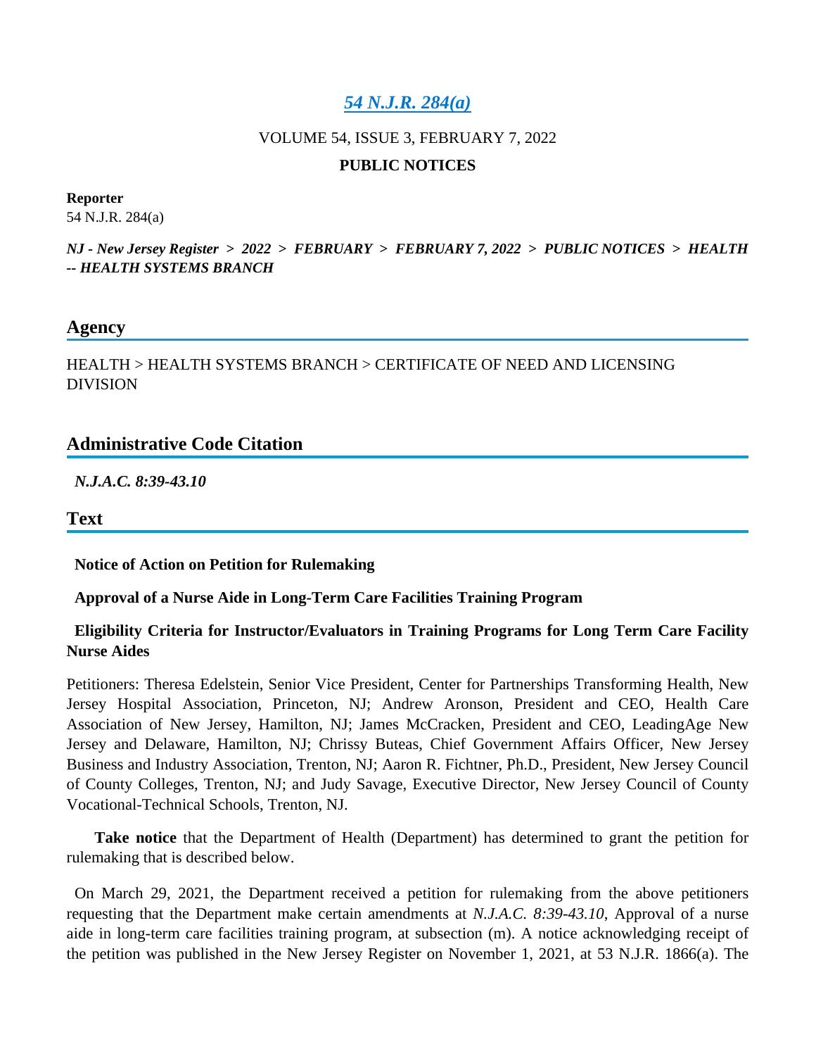# *54 N.J.R. 284(a)*

VOLUME 54, ISSUE 3, FEBRUARY 7, 2022

**PUBLIC NOTICES**

**Reporter**

54 N.J.R. 284(a)

***NJ - New Jersey Register > 2022 > FEBRUARY > FEBRUARY 7, 2022 > PUBLIC NOTICES > HEALTH -- HEALTH SYSTEMS BRANCH***

## Agency

HEALTH > HEALTH SYSTEMS BRANCH > CERTIFICATE OF NEED AND LICENSING DIVISION

## Administrative Code Citation

***N.J.A.C. 8:39-43.10***

## Text

**Notice of Action on Petition for Rulemaking**

**Approval of a Nurse Aide in Long-Term Care Facilities Training Program**

**Eligibility Criteria for Instructor/Evaluators in Training Programs for Long Term Care Facility Nurse Aides**

Petitioners: Theresa Edelstein, Senior Vice President, Center for Partnerships Transforming Health, New Jersey Hospital Association, Princeton, NJ; Andrew Aronson, President and CEO, Health Care Association of New Jersey, Hamilton, NJ; James McCracken, President and CEO, LeadingAge New Jersey and Delaware, Hamilton, NJ; Chrissy Buteas, Chief Government Affairs Officer, New Jersey Business and Industry Association, Trenton, NJ; Aaron R. Fichtner, Ph.D., President, New Jersey Council of County Colleges, Trenton, NJ; and Judy Savage, Executive Director, New Jersey Council of County Vocational-Technical Schools, Trenton, NJ.

**Take notice** that the Department of Health (Department) has determined to grant the petition for rulemaking that is described below.

On March 29, 2021, the Department received a petition for rulemaking from the above petitioners requesting that the Department make certain amendments at *N.J.A.C. 8:39-43.10*, Approval of a nurse aide in long-term care facilities training program, at subsection (m). A notice acknowledging receipt of the petition was published in the New Jersey Register on November 1, 2021, at 53 N.J.R. 1866(a). The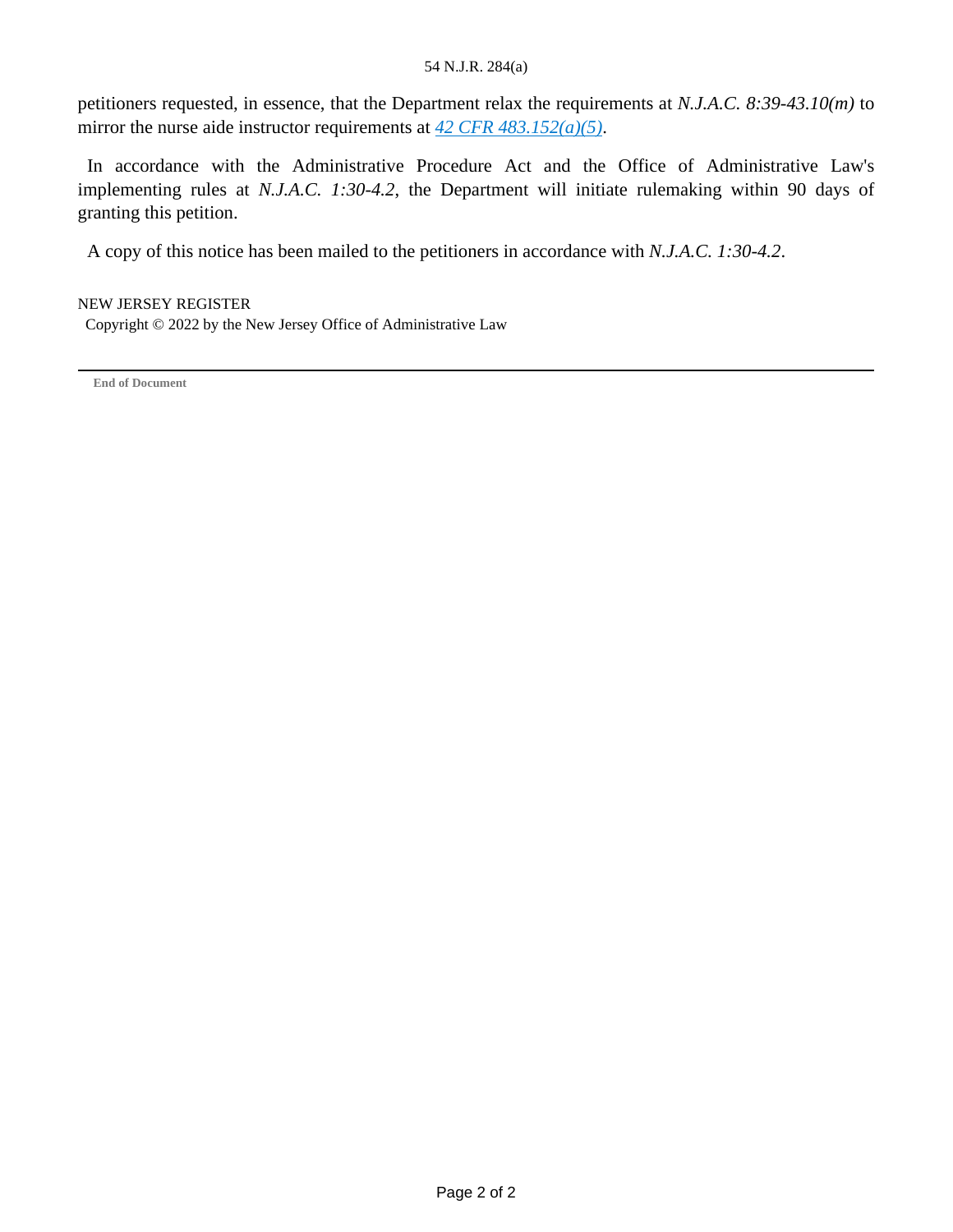petitioners requested, in essence, that the Department relax the requirements at *N.J.A.C. 8:39-43.10(m)* to mirror the nurse aide instructor requirements at *42 CFR 483.152(a)(5)*.

In accordance with the Administrative Procedure Act and the Office of Administrative Law's implementing rules at *N.J.A.C. 1:30-4.2*, the Department will initiate rulemaking within 90 days of granting this petition.

A copy of this notice has been mailed to the petitioners in accordance with *N.J.A.C. 1:30-4.2*.

NEW JERSEY REGISTER
Copyright © 2022 by the New Jersey Office of Administrative Law

---

**End of Document**